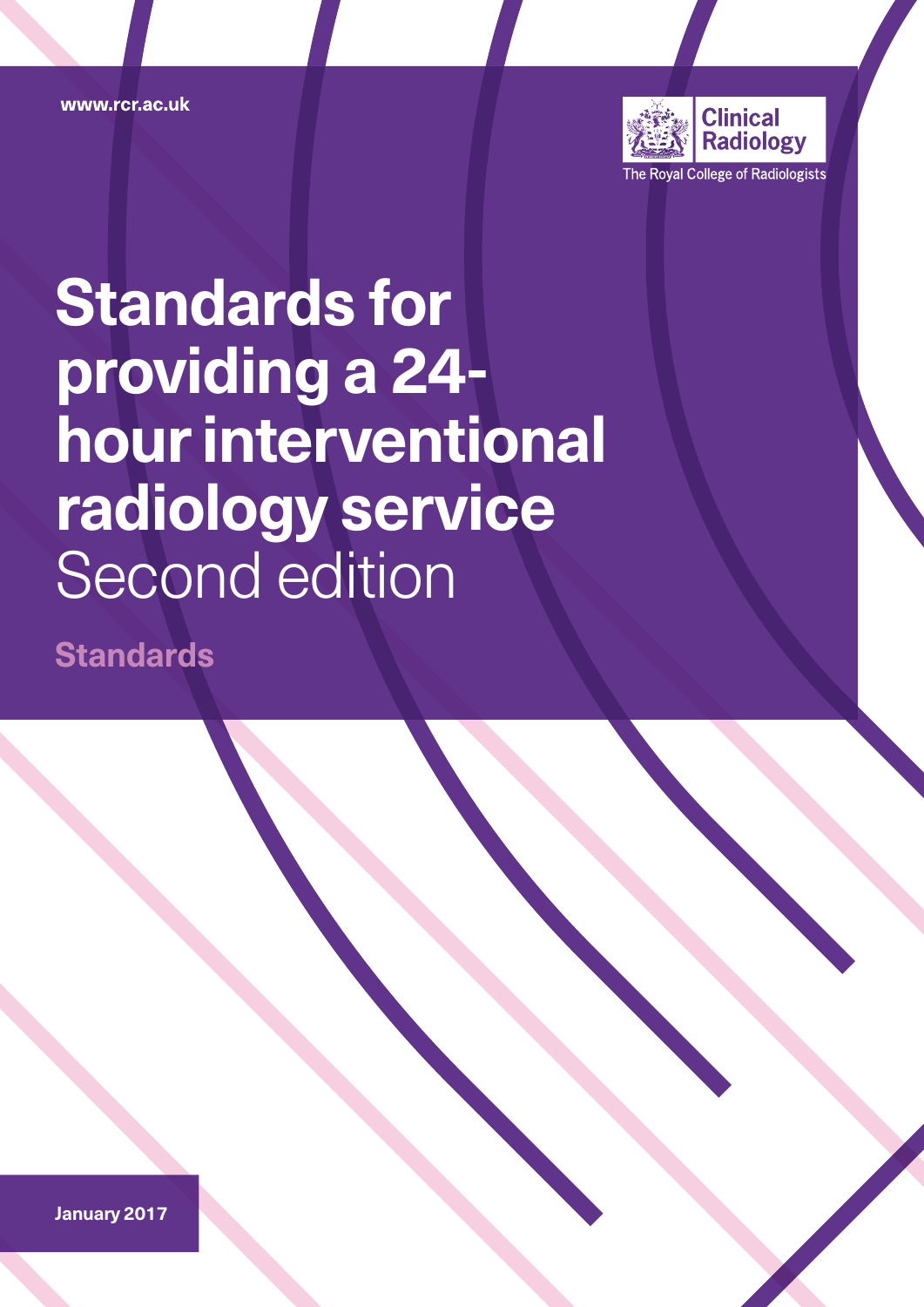www.rcr.ac.uk

Clinical Radiology

The Royal College of Radiologists

# Standards for providing a 24-hour interventional radiology service

Second edition

**Standards**

January 2017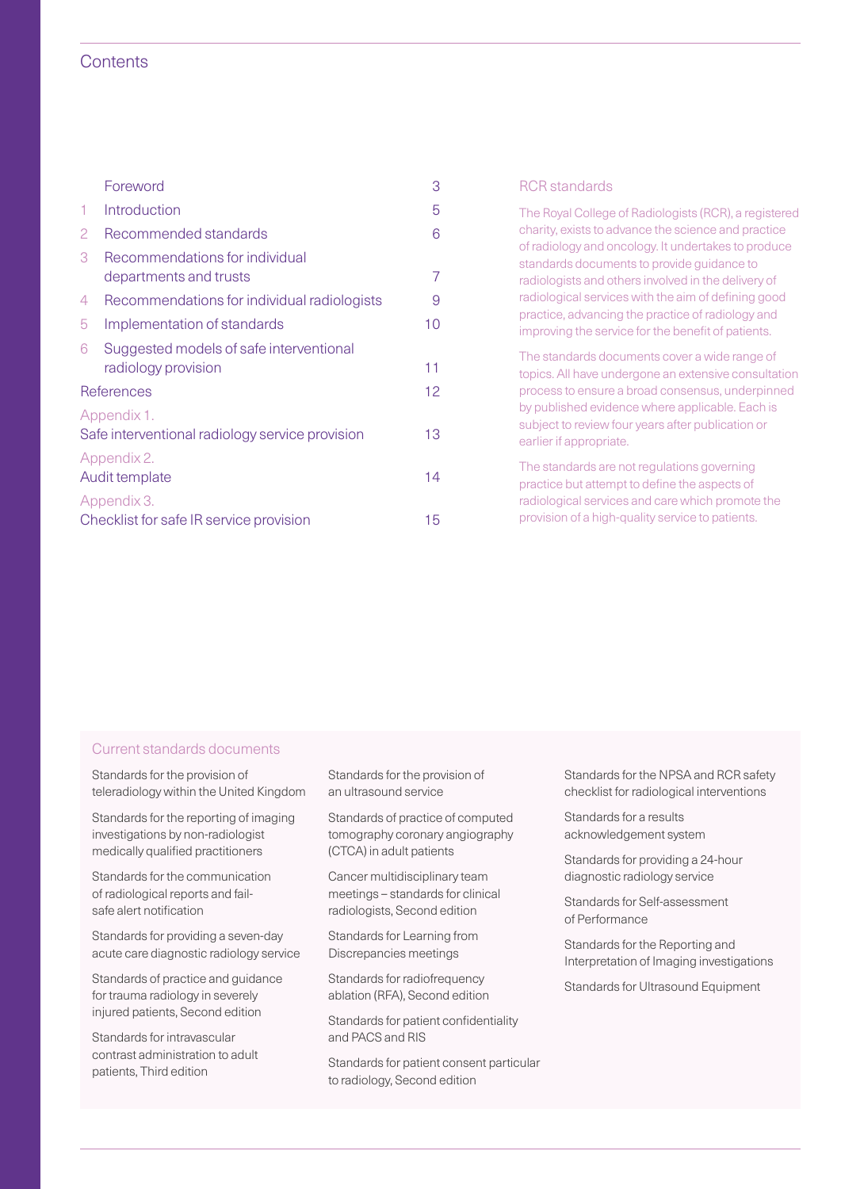# Contents

| | | |
|---|---|---|
| | Foreword | 3 |
| 1 | Introduction | 5 |
| 2 | Recommended standards | 6 |
| 3 | Recommendations for individual departments and trusts | 7 |
| 4 | Recommendations for individual radiologists | 9 |
| 5 | Implementation of standards | 10 |
| 6 | Suggested models of safe interventional radiology provision | 11 |
| | References | 12 |
| | Appendix 1. Safe interventional radiology service provision | 13 |
| | Appendix 2. Audit template | 14 |
| | Appendix 3. Checklist for safe IR service provision | 15 |

## RCR standards

The Royal College of Radiologists (RCR), a registered charity, exists to advance the science and practice of radiology and oncology. It undertakes to produce standards documents to provide guidance to radiologists and others involved in the delivery of radiological services with the aim of defining good practice, advancing the practice of radiology and improving the service for the benefit of patients.

The standards documents cover a wide range of topics. All have undergone an extensive consultation process to ensure a broad consensus, underpinned by published evidence where applicable. Each is subject to review four years after publication or earlier if appropriate.

The standards are not regulations governing practice but attempt to define the aspects of radiological services and care which promote the provision of a high-quality service to patients.

## Current standards documents

- Standards for the provision of teleradiology within the United Kingdom
- Standards for the reporting of imaging investigations by non-radiologist medically qualified practitioners
- Standards for the communication of radiological reports and fail-safe alert notification
- Standards for providing a seven-day acute care diagnostic radiology service
- Standards of practice and guidance for trauma radiology in severely injured patients, Second edition
- Standards for intravascular contrast administration to adult patients, Third edition
- Standards for the provision of an ultrasound service
- Standards of practice of computed tomography coronary angiography (CTCA) in adult patients
- Cancer multidisciplinary team meetings – standards for clinical radiologists, Second edition
- Standards for Learning from Discrepancies meetings
- Standards for radiofrequency ablation (RFA), Second edition
- Standards for patient confidentiality and PACS and RIS
- Standards for patient consent particular to radiology, Second edition
- Standards for the NPSA and RCR safety checklist for radiological interventions
- Standards for a results acknowledgement system
- Standards for providing a 24-hour diagnostic radiology service
- Standards for Self-assessment of Performance
- Standards for the Reporting and Interpretation of Imaging investigations
- Standards for Ultrasound Equipment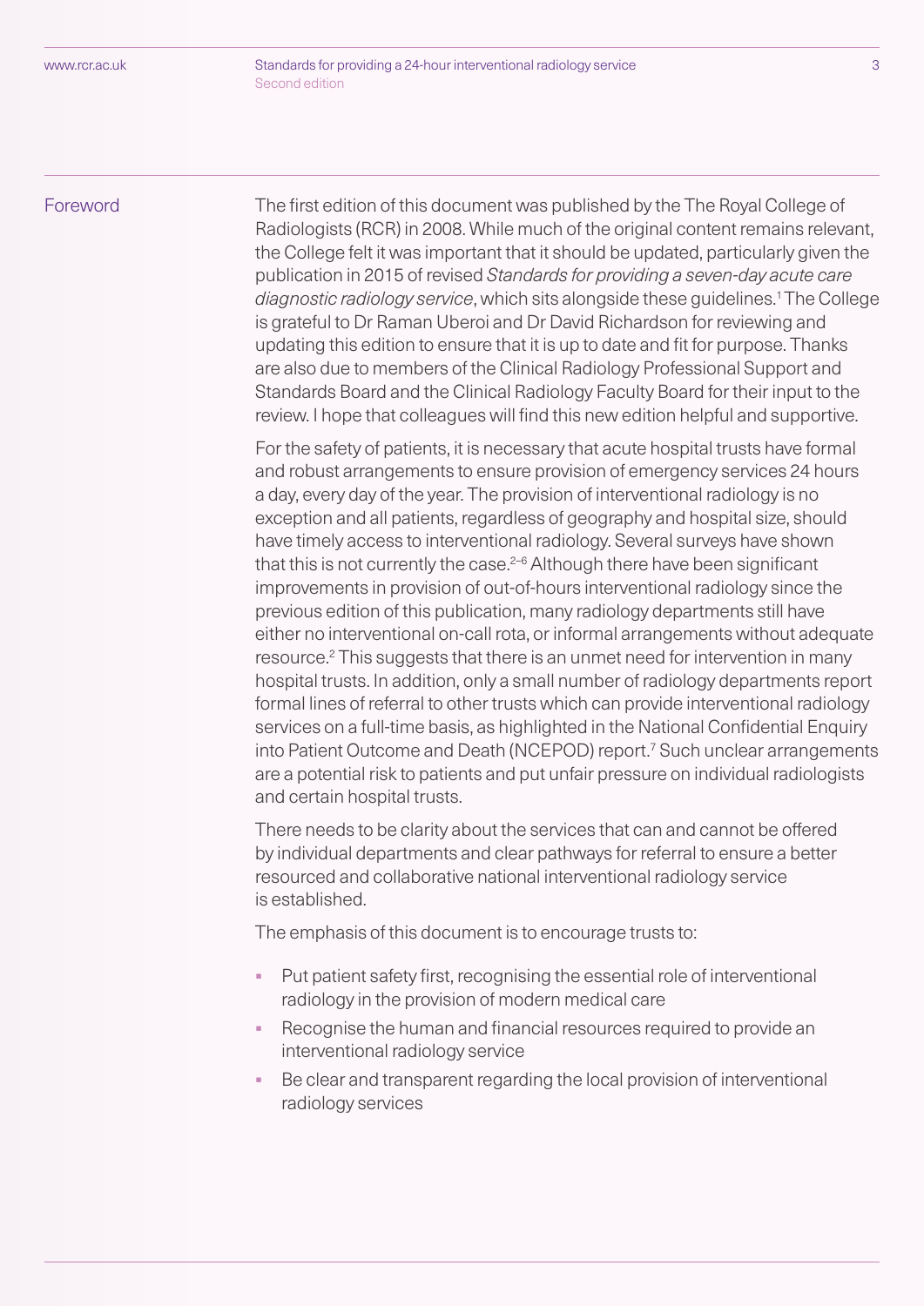## Foreword

The first edition of this document was published by the The Royal College of Radiologists (RCR) in 2008. While much of the original content remains relevant, the College felt it was important that it should be updated, particularly given the publication in 2015 of revised *Standards for providing a seven-day acute care diagnostic radiology service*, which sits alongside these guidelines.[1] The College is grateful to Dr Raman Uberoi and Dr David Richardson for reviewing and updating this edition to ensure that it is up to date and fit for purpose. Thanks are also due to members of the Clinical Radiology Professional Support and Standards Board and the Clinical Radiology Faculty Board for their input to the review. I hope that colleagues will find this new edition helpful and supportive.

For the safety of patients, it is necessary that acute hospital trusts have formal and robust arrangements to ensure provision of emergency services 24 hours a day, every day of the year. The provision of interventional radiology is no exception and all patients, regardless of geography and hospital size, should have timely access to interventional radiology. Several surveys have shown that this is not currently the case.[2–6] Although there have been significant improvements in provision of out-of-hours interventional radiology since the previous edition of this publication, many radiology departments still have either no interventional on-call rota, or informal arrangements without adequate resource.[2] This suggests that there is an unmet need for intervention in many hospital trusts. In addition, only a small number of radiology departments report formal lines of referral to other trusts which can provide interventional radiology services on a full-time basis, as highlighted in the National Confidential Enquiry into Patient Outcome and Death (NCEPOD) report.[7] Such unclear arrangements are a potential risk to patients and put unfair pressure on individual radiologists and certain hospital trusts.

There needs to be clarity about the services that can and cannot be offered by individual departments and clear pathways for referral to ensure a better resourced and collaborative national interventional radiology service is established.

The emphasis of this document is to encourage trusts to:

- Put patient safety first, recognising the essential role of interventional radiology in the provision of modern medical care
- Recognise the human and financial resources required to provide an interventional radiology service
- Be clear and transparent regarding the local provision of interventional radiology services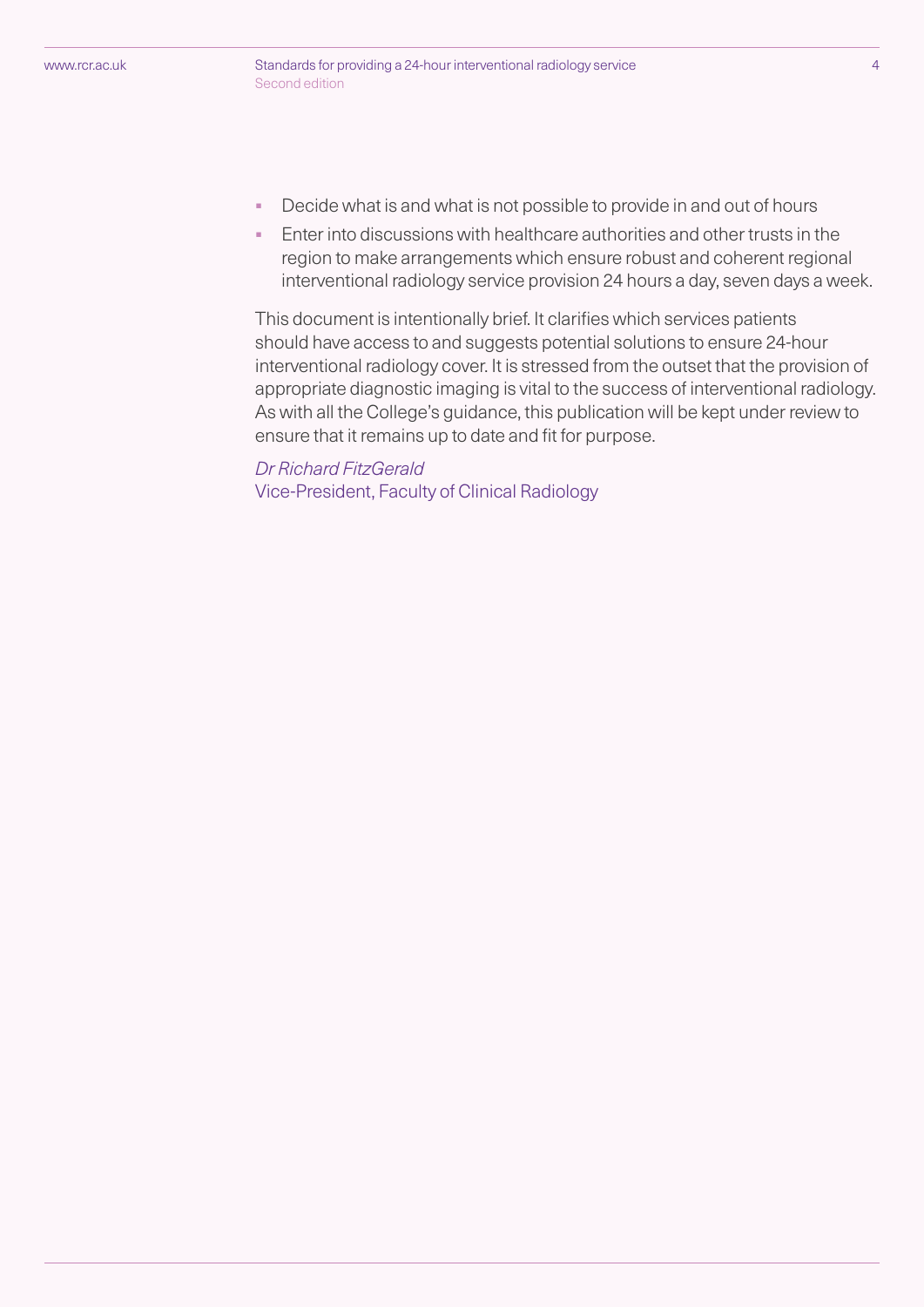- Decide what is and what is not possible to provide in and out of hours
- Enter into discussions with healthcare authorities and other trusts in the region to make arrangements which ensure robust and coherent regional interventional radiology service provision 24 hours a day, seven days a week.

This document is intentionally brief. It clarifies which services patients should have access to and suggests potential solutions to ensure 24-hour interventional radiology cover. It is stressed from the outset that the provision of appropriate diagnostic imaging is vital to the success of interventional radiology. As with all the College's guidance, this publication will be kept under review to ensure that it remains up to date and fit for purpose.

*Dr Richard FitzGerald*
Vice-President, Faculty of Clinical Radiology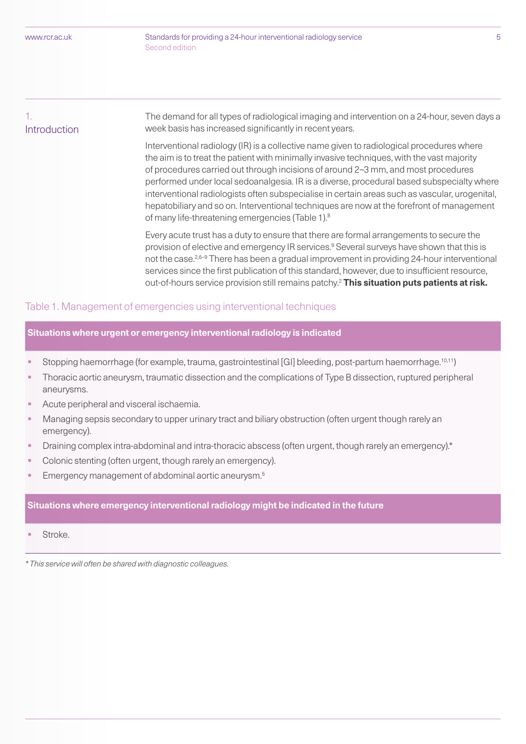# 1. Introduction

The demand for all types of radiological imaging and intervention on a 24-hour, seven days a week basis has increased significantly in recent years.

Interventional radiology (IR) is a collective name given to radiological procedures where the aim is to treat the patient with minimally invasive techniques, with the vast majority of procedures carried out through incisions of around 2–3 mm, and most procedures performed under local sedoanalgesia. IR is a diverse, procedural based subspecialty where interventional radiologists often subspecialise in certain areas such as vascular, urogenital, hepatobiliary and so on. Interventional techniques are now at the forefront of management of many life-threatening emergencies (Table 1).[8]

Every acute trust has a duty to ensure that there are formal arrangements to secure the provision of elective and emergency IR services.[9] Several surveys have shown that this is not the case.[2,6–9] There has been a gradual improvement in providing 24-hour interventional services since the first publication of this standard, however, due to insufficient resource, out-of-hours service provision still remains patchy.[2] **This situation puts patients at risk.**

## Table 1. Management of emergencies using interventional techniques

**Situations where urgent or emergency interventional radiology is indicated**

- Stopping haemorrhage (for example, trauma, gastrointestinal [GI] bleeding, post-partum haemorrhage.[10,11])
- Thoracic aortic aneurysm, traumatic dissection and the complications of Type B dissection, ruptured peripheral aneurysms.
- Acute peripheral and visceral ischaemia.
- Managing sepsis secondary to upper urinary tract and biliary obstruction (often urgent though rarely an emergency).
- Draining complex intra-abdominal and intra-thoracic abscess (often urgent, though rarely an emergency).*
- Colonic stenting (often urgent, though rarely an emergency).
- Emergency management of abdominal aortic aneurysm.[5]

**Situations where emergency interventional radiology might be indicated in the future**

- Stroke.

*\* This service will often be shared with diagnostic colleagues.*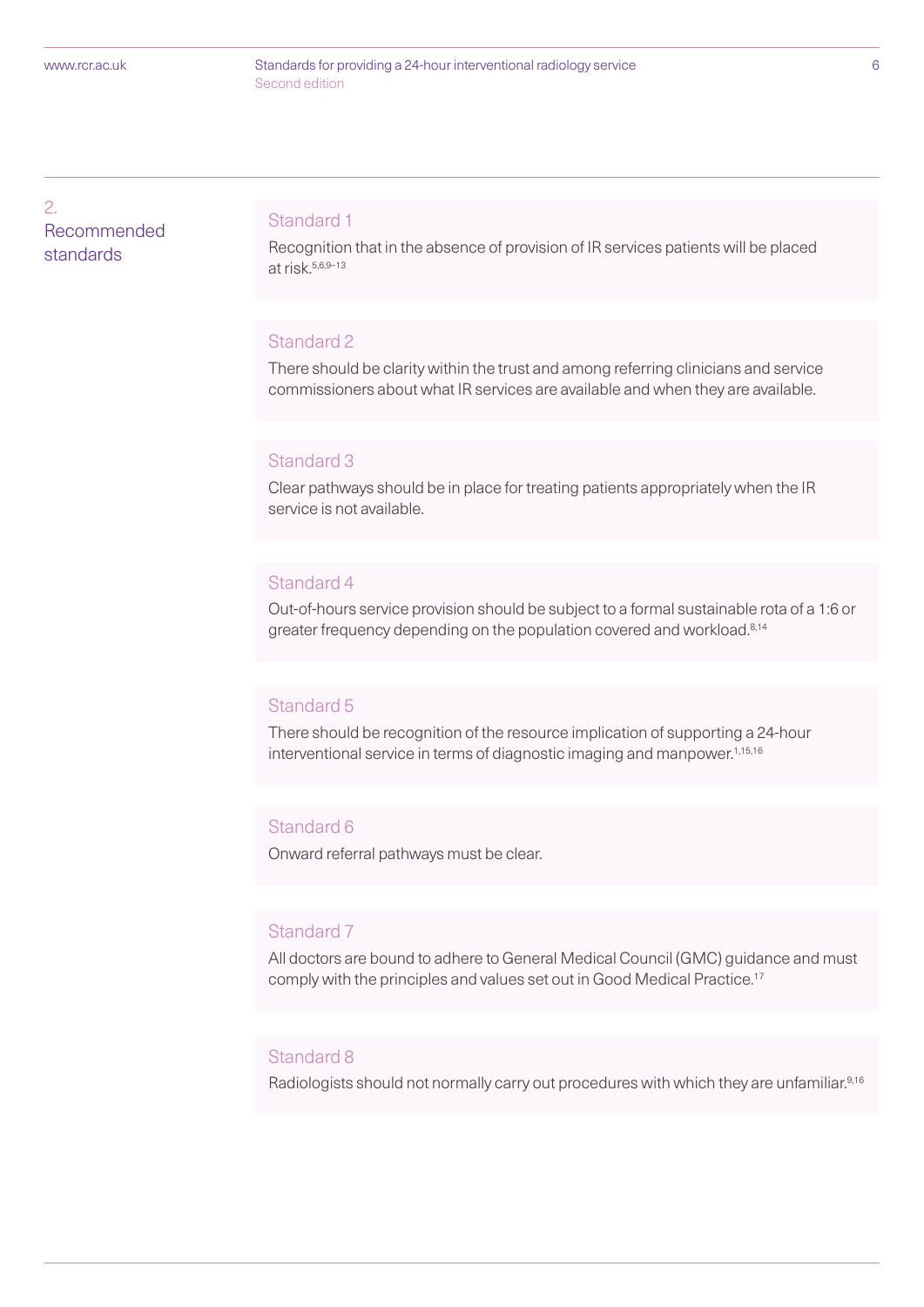## 2. Recommended standards

### Standard 1

Recognition that in the absence of provision of IR services patients will be placed at risk.[5,6,9–13]

### Standard 2

There should be clarity within the trust and among referring clinicians and service commissioners about what IR services are available and when they are available.

### Standard 3

Clear pathways should be in place for treating patients appropriately when the IR service is not available.

### Standard 4

Out-of-hours service provision should be subject to a formal sustainable rota of a 1:6 or greater frequency depending on the population covered and workload.[8,14]

### Standard 5

There should be recognition of the resource implication of supporting a 24-hour interventional service in terms of diagnostic imaging and manpower.[1,15,16]

### Standard 6

Onward referral pathways must be clear.

### Standard 7

All doctors are bound to adhere to General Medical Council (GMC) guidance and must comply with the principles and values set out in Good Medical Practice.[17]

### Standard 8

Radiologists should not normally carry out procedures with which they are unfamiliar.[9,16]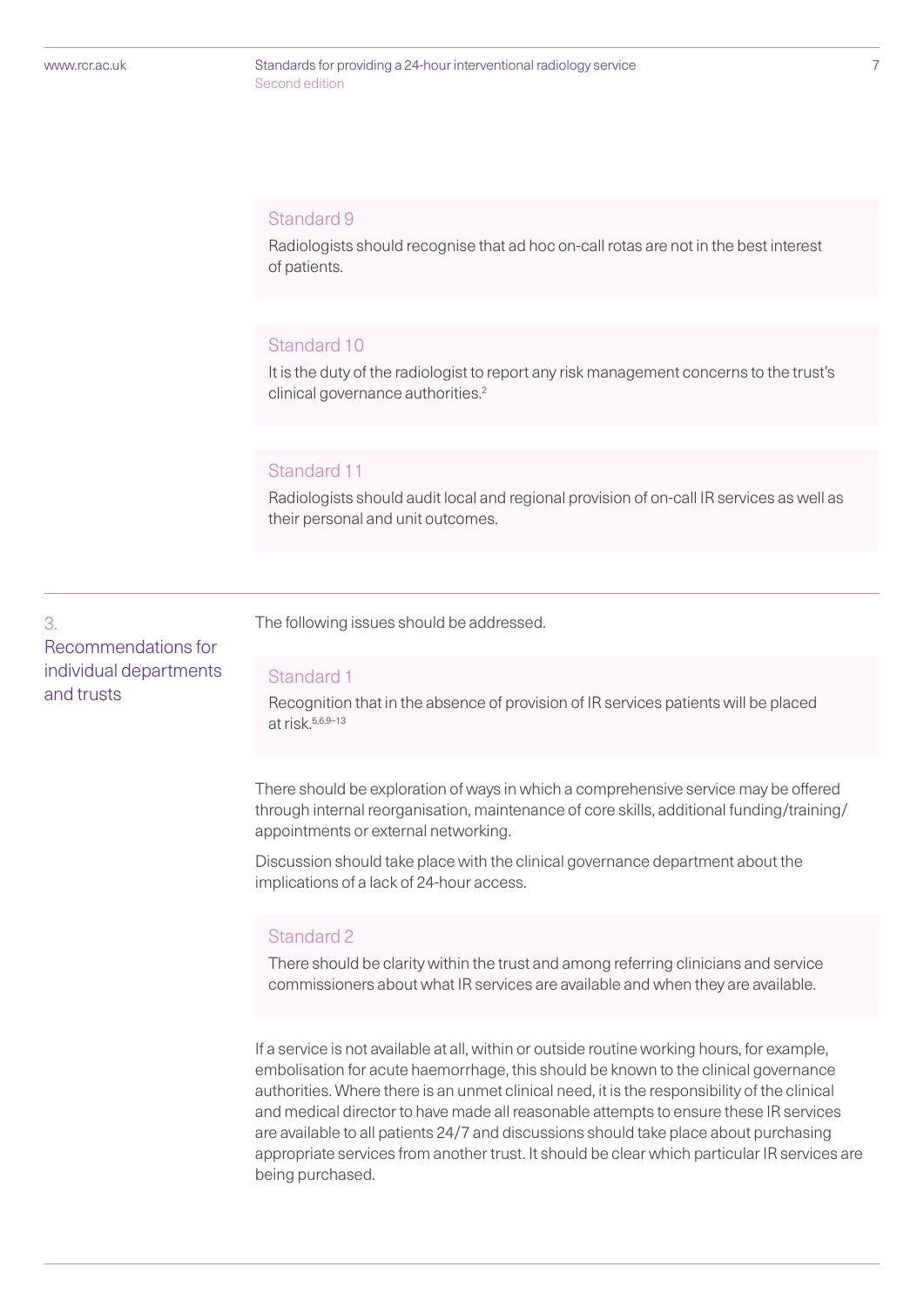### Standard 9

Radiologists should recognise that ad hoc on-call rotas are not in the best interest of patients.

### Standard 10

It is the duty of the radiologist to report any risk management concerns to the trust's clinical governance authorities.[2]

### Standard 11

Radiologists should audit local and regional provision of on-call IR services as well as their personal and unit outcomes.

## 3. Recommendations for individual departments and trusts

The following issues should be addressed.

### Standard 1

Recognition that in the absence of provision of IR services patients will be placed at risk.[5,6,9–13]

There should be exploration of ways in which a comprehensive service may be offered through internal reorganisation, maintenance of core skills, additional funding/training/appointments or external networking.

Discussion should take place with the clinical governance department about the implications of a lack of 24-hour access.

### Standard 2

There should be clarity within the trust and among referring clinicians and service commissioners about what IR services are available and when they are available.

If a service is not available at all, within or outside routine working hours, for example, embolisation for acute haemorrhage, this should be known to the clinical governance authorities. Where there is an unmet clinical need, it is the responsibility of the clinical and medical director to have made all reasonable attempts to ensure these IR services are available to all patients 24/7 and discussions should take place about purchasing appropriate services from another trust. It should be clear which particular IR services are being purchased.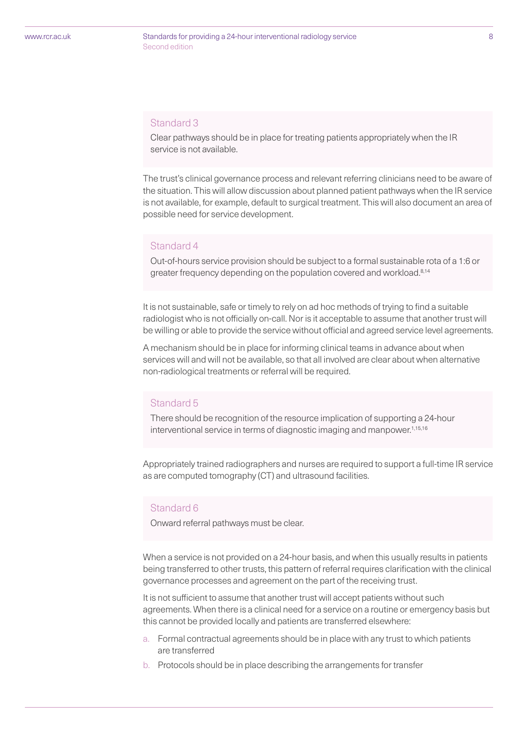### Standard 3

Clear pathways should be in place for treating patients appropriately when the IR service is not available.

The trust's clinical governance process and relevant referring clinicians need to be aware of the situation. This will allow discussion about planned patient pathways when the IR service is not available, for example, default to surgical treatment. This will also document an area of possible need for service development.

### Standard 4

Out-of-hours service provision should be subject to a formal sustainable rota of a 1:6 or greater frequency depending on the population covered and workload.[8,14]

It is not sustainable, safe or timely to rely on ad hoc methods of trying to find a suitable radiologist who is not officially on-call. Nor is it acceptable to assume that another trust will be willing or able to provide the service without official and agreed service level agreements.

A mechanism should be in place for informing clinical teams in advance about when services will and will not be available, so that all involved are clear about when alternative non-radiological treatments or referral will be required.

### Standard 5

There should be recognition of the resource implication of supporting a 24-hour interventional service in terms of diagnostic imaging and manpower.[1,15,16]

Appropriately trained radiographers and nurses are required to support a full-time IR service as are computed tomography (CT) and ultrasound facilities.

### Standard 6

Onward referral pathways must be clear.

When a service is not provided on a 24-hour basis, and when this usually results in patients being transferred to other trusts, this pattern of referral requires clarification with the clinical governance processes and agreement on the part of the receiving trust.

It is not sufficient to assume that another trust will accept patients without such agreements. When there is a clinical need for a service on a routine or emergency basis but this cannot be provided locally and patients are transferred elsewhere:

a. Formal contractual agreements should be in place with any trust to which patients are transferred
b. Protocols should be in place describing the arrangements for transfer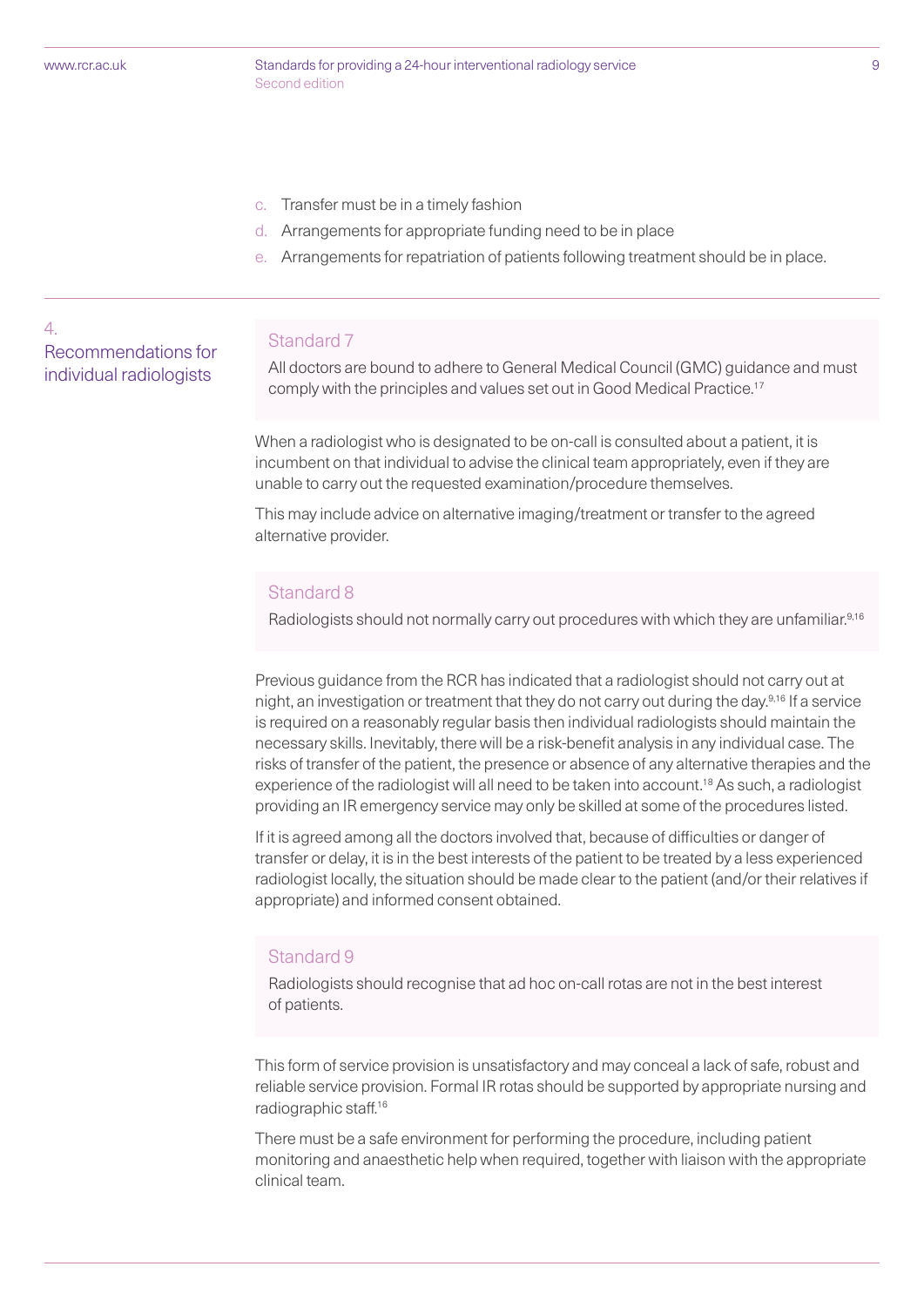c. Transfer must be in a timely fashion
d. Arrangements for appropriate funding need to be in place
e. Arrangements for repatriation of patients following treatment should be in place.

## 4. Recommendations for individual radiologists

### Standard 7

All doctors are bound to adhere to General Medical Council (GMC) guidance and must comply with the principles and values set out in Good Medical Practice.[17]

When a radiologist who is designated to be on-call is consulted about a patient, it is incumbent on that individual to advise the clinical team appropriately, even if they are unable to carry out the requested examination/procedure themselves.

This may include advice on alternative imaging/treatment or transfer to the agreed alternative provider.

### Standard 8

Radiologists should not normally carry out procedures with which they are unfamiliar.[9,16]

Previous guidance from the RCR has indicated that a radiologist should not carry out at night, an investigation or treatment that they do not carry out during the day.[9,16] If a service is required on a reasonably regular basis then individual radiologists should maintain the necessary skills. Inevitably, there will be a risk-benefit analysis in any individual case. The risks of transfer of the patient, the presence or absence of any alternative therapies and the experience of the radiologist will all need to be taken into account.[18] As such, a radiologist providing an IR emergency service may only be skilled at some of the procedures listed.

If it is agreed among all the doctors involved that, because of difficulties or danger of transfer or delay, it is in the best interests of the patient to be treated by a less experienced radiologist locally, the situation should be made clear to the patient (and/or their relatives if appropriate) and informed consent obtained.

### Standard 9

Radiologists should recognise that ad hoc on-call rotas are not in the best interest of patients.

This form of service provision is unsatisfactory and may conceal a lack of safe, robust and reliable service provision. Formal IR rotas should be supported by appropriate nursing and radiographic staff.[16]

There must be a safe environment for performing the procedure, including patient monitoring and anaesthetic help when required, together with liaison with the appropriate clinical team.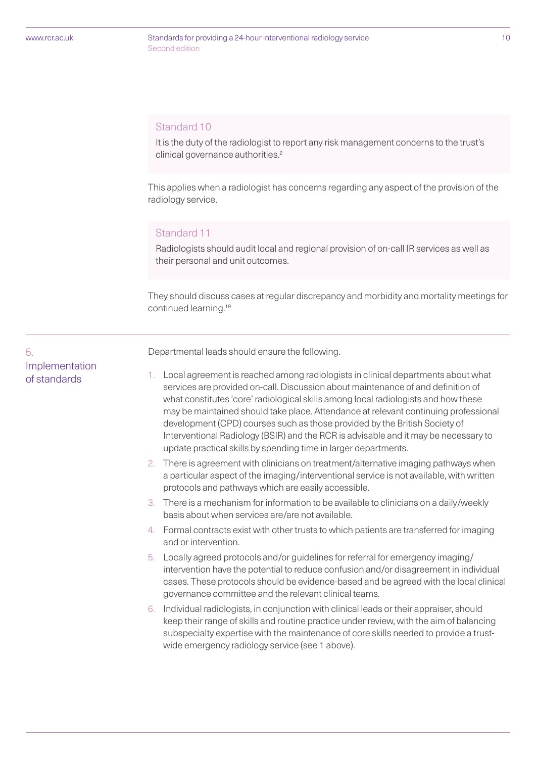### Standard 10

It is the duty of the radiologist to report any risk management concerns to the trust's clinical governance authorities.[2]

This applies when a radiologist has concerns regarding any aspect of the provision of the radiology service.

### Standard 11

Radiologists should audit local and regional provision of on-call IR services as well as their personal and unit outcomes.

They should discuss cases at regular discrepancy and morbidity and mortality meetings for continued learning.[19]

## 5. Implementation of standards

Departmental leads should ensure the following.

1. Local agreement is reached among radiologists in clinical departments about what services are provided on-call. Discussion about maintenance of and definition of what constitutes 'core' radiological skills among local radiologists and how these may be maintained should take place. Attendance at relevant continuing professional development (CPD) courses such as those provided by the British Society of Interventional Radiology (BSIR) and the RCR is advisable and it may be necessary to update practical skills by spending time in larger departments.
2. There is agreement with clinicians on treatment/alternative imaging pathways when a particular aspect of the imaging/interventional service is not available, with written protocols and pathways which are easily accessible.
3. There is a mechanism for information to be available to clinicians on a daily/weekly basis about when services are/are not available.
4. Formal contracts exist with other trusts to which patients are transferred for imaging and or intervention.
5. Locally agreed protocols and/or guidelines for referral for emergency imaging/intervention have the potential to reduce confusion and/or disagreement in individual cases. These protocols should be evidence-based and be agreed with the local clinical governance committee and the relevant clinical teams.
6. Individual radiologists, in conjunction with clinical leads or their appraiser, should keep their range of skills and routine practice under review, with the aim of balancing subspecialty expertise with the maintenance of core skills needed to provide a trust-wide emergency radiology service (see 1 above).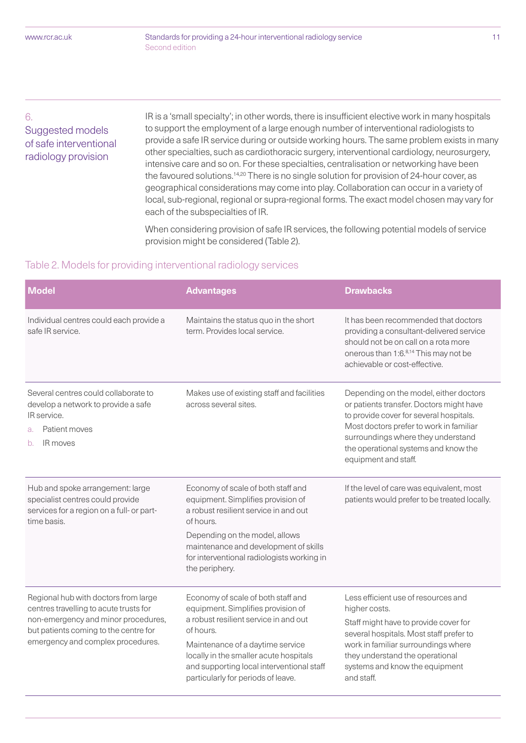## 6. Suggested models of safe interventional radiology provision

IR is a 'small specialty'; in other words, there is insufficient elective work in many hospitals to support the employment of a large enough number of interventional radiologists to provide a safe IR service during or outside working hours. The same problem exists in many other specialties, such as cardiothoracic surgery, interventional cardiology, neurosurgery, intensive care and so on. For these specialties, centralisation or networking have been the favoured solutions.[14,20] There is no single solution for provision of 24-hour cover, as geographical considerations may come into play. Collaboration can occur in a variety of local, sub-regional, regional or supra-regional forms. The exact model chosen may vary for each of the subspecialties of IR.

When considering provision of safe IR services, the following potential models of service provision might be considered (Table 2).

### Table 2. Models for providing interventional radiology services

| Model | Advantages | Drawbacks |
|---|---|---|
| Individual centres could each provide a safe IR service. | Maintains the status quo in the short term. Provides local service. | It has been recommended that doctors providing a consultant-delivered service should not be on call on a rota more onerous than 1:6.[8,14] This may not be achievable or cost-effective. |
| Several centres could collaborate to develop a network to provide a safe IR service.<br>a. Patient moves<br>b. IR moves | Makes use of existing staff and facilities across several sites. | Depending on the model, either doctors or patients transfer. Doctors might have to provide cover for several hospitals. Most doctors prefer to work in familiar surroundings where they understand the operational systems and know the equipment and staff. |
| Hub and spoke arrangement: large specialist centres could provide services for a region on a full- or part-time basis. | Economy of scale of both staff and equipment. Simplifies provision of a robust resilient service in and out of hours.<br>Depending on the model, allows maintenance and development of skills for interventional radiologists working in the periphery. | If the level of care was equivalent, most patients would prefer to be treated locally. |
| Regional hub with doctors from large centres travelling to acute trusts for non-emergency and minor procedures, but patients coming to the centre for emergency and complex procedures. | Economy of scale of both staff and equipment. Simplifies provision of a robust resilient service in and out of hours.<br>Maintenance of a daytime service locally in the smaller acute hospitals and supporting local interventional staff particularly for periods of leave. | Less efficient use of resources and higher costs.<br>Staff might have to provide cover for several hospitals. Most staff prefer to work in familiar surroundings where they understand the operational systems and know the equipment and staff. |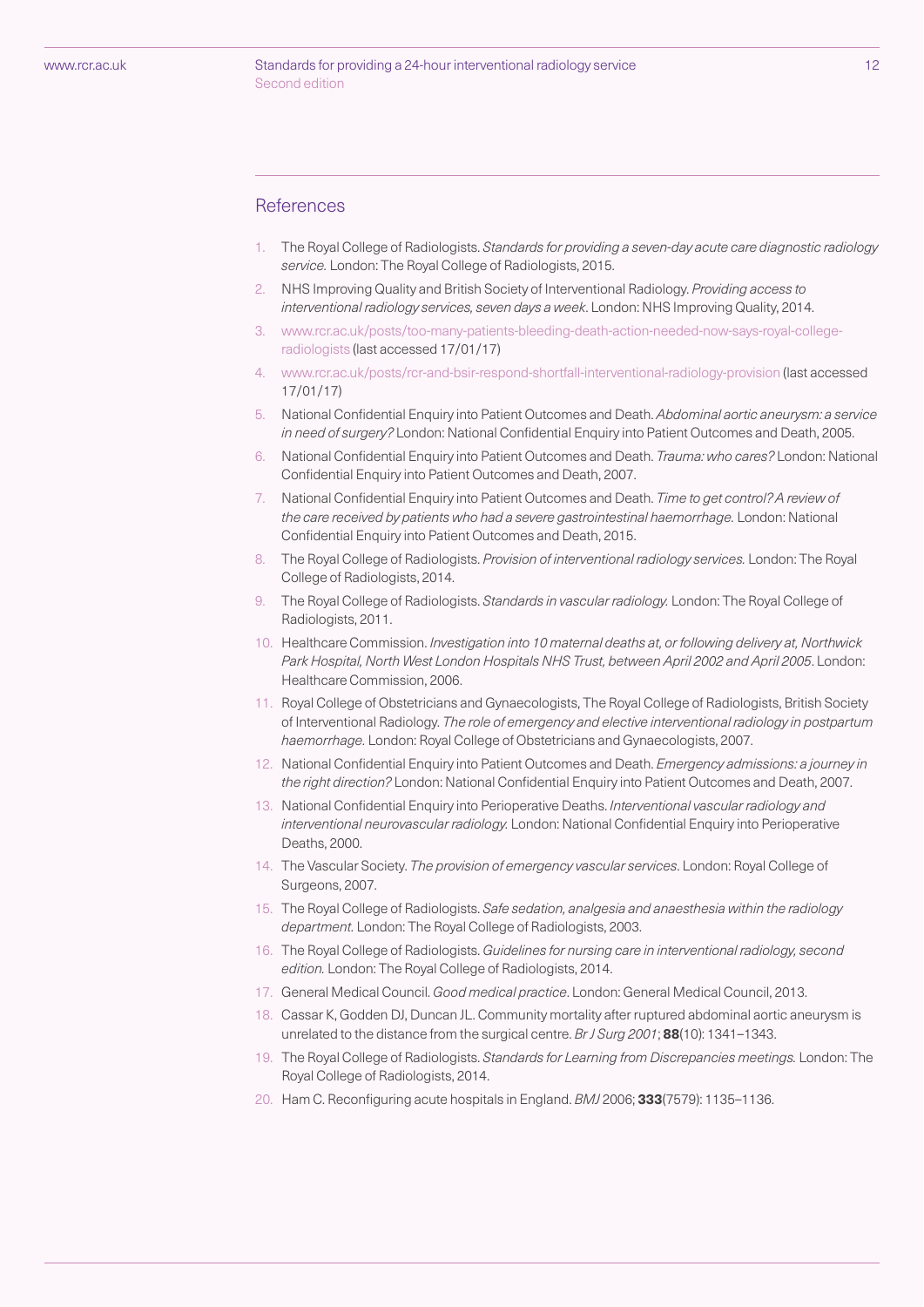## References

1. The Royal College of Radiologists. *Standards for providing a seven-day acute care diagnostic radiology service.* London: The Royal College of Radiologists, 2015.
2. NHS Improving Quality and British Society of Interventional Radiology. *Providing access to interventional radiology services, seven days a week*. London: NHS Improving Quality, 2014.
3. www.rcr.ac.uk/posts/too-many-patients-bleeding-death-action-needed-now-says-royal-college-radiologists (last accessed 17/01/17)
4. www.rcr.ac.uk/posts/rcr-and-bsir-respond-shortfall-interventional-radiology-provision (last accessed 17/01/17)
5. National Confidential Enquiry into Patient Outcomes and Death. *Abdominal aortic aneurysm: a service in need of surgery?* London: National Confidential Enquiry into Patient Outcomes and Death, 2005.
6. National Confidential Enquiry into Patient Outcomes and Death. *Trauma: who cares?* London: National Confidential Enquiry into Patient Outcomes and Death, 2007.
7. National Confidential Enquiry into Patient Outcomes and Death. *Time to get control? A review of the care received by patients who had a severe gastrointestinal haemorrhage.* London: National Confidential Enquiry into Patient Outcomes and Death, 2015.
8. The Royal College of Radiologists. *Provision of interventional radiology services.* London: The Royal College of Radiologists, 2014.
9. The Royal College of Radiologists. *Standards in vascular radiology.* London: The Royal College of Radiologists, 2011.
10. Healthcare Commission. *Investigation into 10 maternal deaths at, or following delivery at, Northwick Park Hospital, North West London Hospitals NHS Trust, between April 2002 and April 2005*. London: Healthcare Commission, 2006.
11. Royal College of Obstetricians and Gynaecologists, The Royal College of Radiologists, British Society of Interventional Radiology. *The role of emergency and elective interventional radiology in postpartum haemorrhage.* London: Royal College of Obstetricians and Gynaecologists, 2007.
12. National Confidential Enquiry into Patient Outcomes and Death. *Emergency admissions: a journey in the right direction?* London: National Confidential Enquiry into Patient Outcomes and Death, 2007.
13. National Confidential Enquiry into Perioperative Deaths. *Interventional vascular radiology and interventional neurovascular radiology.* London: National Confidential Enquiry into Perioperative Deaths, 2000.
14. The Vascular Society. *The provision of emergency vascular services*. London: Royal College of Surgeons, 2007.
15. The Royal College of Radiologists. *Safe sedation, analgesia and anaesthesia within the radiology department.* London: The Royal College of Radiologists, 2003.
16. The Royal College of Radiologists. *Guidelines for nursing care in interventional radiology, second edition.* London: The Royal College of Radiologists, 2014.
17. General Medical Council. *Good medical practice*. London: General Medical Council, 2013.
18. Cassar K, Godden DJ, Duncan JL. Community mortality after ruptured abdominal aortic aneurysm is unrelated to the distance from the surgical centre. *Br J Surg 2001*; **88**(10): 1341–1343.
19. The Royal College of Radiologists. *Standards for Learning from Discrepancies meetings.* London: The Royal College of Radiologists, 2014.
20. Ham C. Reconfiguring acute hospitals in England. *BMJ* 2006; **333**(7579): 1135–1136.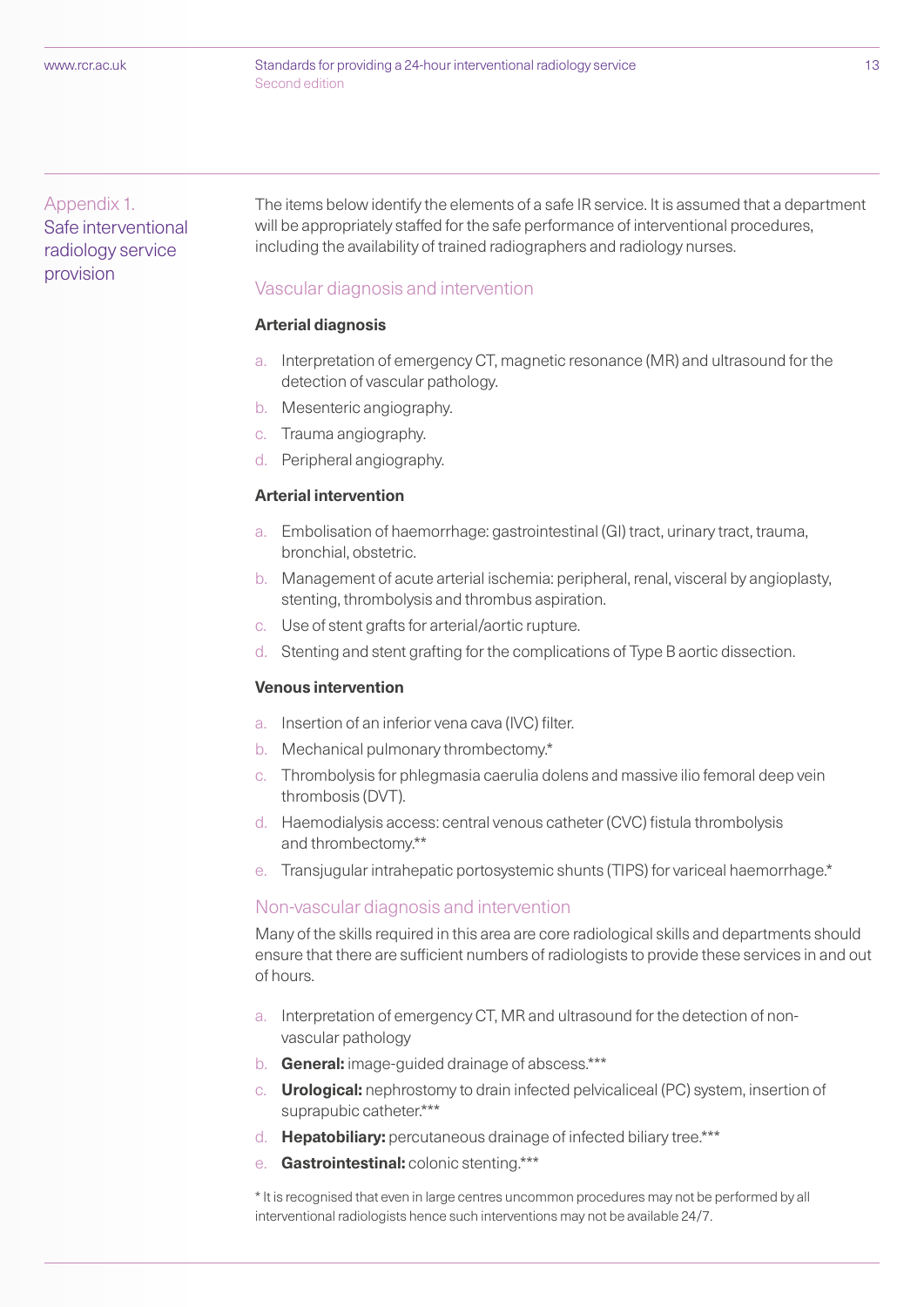## Appendix 1. Safe interventional radiology service provision

The items below identify the elements of a safe IR service. It is assumed that a department will be appropriately staffed for the safe performance of interventional procedures, including the availability of trained radiographers and radiology nurses.

### Vascular diagnosis and intervention

**Arterial diagnosis**

a. Interpretation of emergency CT, magnetic resonance (MR) and ultrasound for the detection of vascular pathology.
b. Mesenteric angiography.
c. Trauma angiography.
d. Peripheral angiography.

**Arterial intervention**

a. Embolisation of haemorrhage: gastrointestinal (GI) tract, urinary tract, trauma, bronchial, obstetric.
b. Management of acute arterial ischemia: peripheral, renal, visceral by angioplasty, stenting, thrombolysis and thrombus aspiration.
c. Use of stent grafts for arterial/aortic rupture.
d. Stenting and stent grafting for the complications of Type B aortic dissection.

**Venous intervention**

a. Insertion of an inferior vena cava (IVC) filter.
b. Mechanical pulmonary thrombectomy.*
c. Thrombolysis for phlegmasia caerulia dolens and massive ilio femoral deep vein thrombosis (DVT).
d. Haemodialysis access: central venous catheter (CVC) fistula thrombolysis and thrombectomy.**
e. Transjugular intrahepatic portosystemic shunts (TIPS) for variceal haemorrhage.*

### Non-vascular diagnosis and intervention

Many of the skills required in this area are core radiological skills and departments should ensure that there are sufficient numbers of radiologists to provide these services in and out of hours.

a. Interpretation of emergency CT, MR and ultrasound for the detection of non-vascular pathology
b. **General:** image-guided drainage of abscess.***
c. **Urological:** nephrostomy to drain infected pelvicaliceal (PC) system, insertion of suprapubic catheter.***
d. **Hepatobiliary:** percutaneous drainage of infected biliary tree.***
e. **Gastrointestinal:** colonic stenting.***

\* It is recognised that even in large centres uncommon procedures may not be performed by all interventional radiologists hence such interventions may not be available 24/7.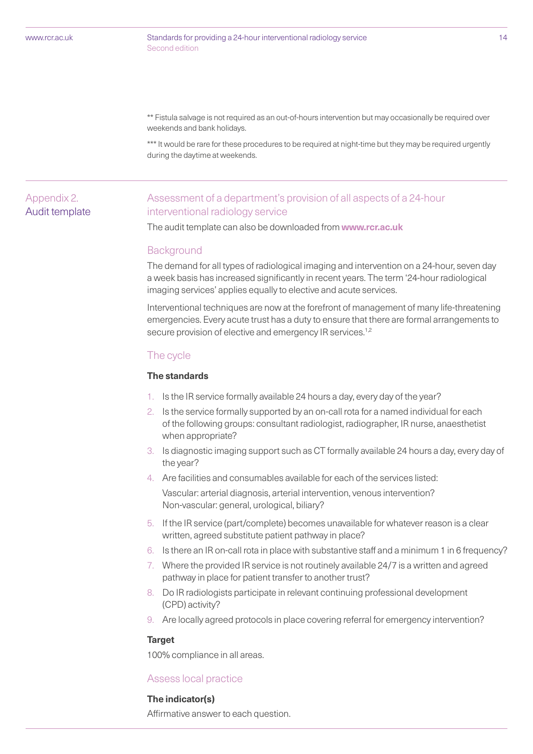** Fistula salvage is not required as an out-of-hours intervention but may occasionally be required over weekends and bank holidays.

*** It would be rare for these procedures to be required at night-time but they may be required urgently during the daytime at weekends.

## Appendix 2. Audit template

## Assessment of a department's provision of all aspects of a 24-hour interventional radiology service

The audit template can also be downloaded from **www.rcr.ac.uk**

### Background

The demand for all types of radiological imaging and intervention on a 24-hour, seven day a week basis has increased significantly in recent years. The term '24-hour radiological imaging services' applies equally to elective and acute services.

Interventional techniques are now at the forefront of management of many life-threatening emergencies. Every acute trust has a duty to ensure that there are formal arrangements to secure provision of elective and emergency IR services.[1,2]

### The cycle

**The standards**

1. Is the IR service formally available 24 hours a day, every day of the year?
2. Is the service formally supported by an on-call rota for a named individual for each of the following groups: consultant radiologist, radiographer, IR nurse, anaesthetist when appropriate?
3. Is diagnostic imaging support such as CT formally available 24 hours a day, every day of the year?
4. Are facilities and consumables available for each of the services listed:

   Vascular: arterial diagnosis, arterial intervention, venous intervention?
   Non-vascular: general, urological, biliary?
5. If the IR service (part/complete) becomes unavailable for whatever reason is a clear written, agreed substitute patient pathway in place?
6. Is there an IR on-call rota in place with substantive staff and a minimum 1 in 6 frequency?
7. Where the provided IR service is not routinely available 24/7 is a written and agreed pathway in place for patient transfer to another trust?
8. Do IR radiologists participate in relevant continuing professional development (CPD) activity?
9. Are locally agreed protocols in place covering referral for emergency intervention?

**Target**

100% compliance in all areas.

### Assess local practice

**The indicator(s)**

Affirmative answer to each question.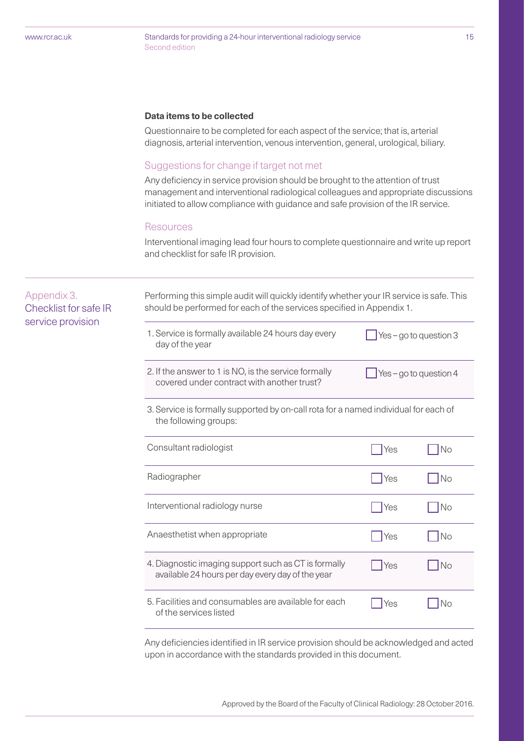**Data items to be collected**

Questionnaire to be completed for each aspect of the service; that is, arterial diagnosis, arterial intervention, venous intervention, general, urological, biliary.

### Suggestions for change if target not met

Any deficiency in service provision should be brought to the attention of trust management and interventional radiological colleagues and appropriate discussions initiated to allow compliance with guidance and safe provision of the IR service.

### Resources

Interventional imaging lead four hours to complete questionnaire and write up report and checklist for safe IR provision.

## Appendix 3. Checklist for safe IR service provision

Performing this simple audit will quickly identify whether your IR service is safe. This should be performed for each of the services specified in Appendix 1.

| | | |
|---|---|---|
| 1. Service is formally available 24 hours day every day of the year | ☐ Yes – go to question 3 | |
| 2. If the answer to 1 is NO, is the service formally covered under contract with another trust? | ☐ Yes – go to question 4 | |
| 3. Service is formally supported by on-call rota for a named individual for each of the following groups: | | |
| Consultant radiologist | ☐ Yes | ☐ No |
| Radiographer | ☐ Yes | ☐ No |
| Interventional radiology nurse | ☐ Yes | ☐ No |
| Anaesthetist when appropriate | ☐ Yes | ☐ No |
| 4. Diagnostic imaging support such as CT is formally available 24 hours per day every day of the year | ☐ Yes | ☐ No |
| 5. Facilities and consumables are available for each of the services listed | ☐ Yes | ☐ No |

Any deficiencies identified in IR service provision should be acknowledged and acted upon in accordance with the standards provided in this document.

Approved by the Board of the Faculty of Clinical Radiology: 28 October 2016.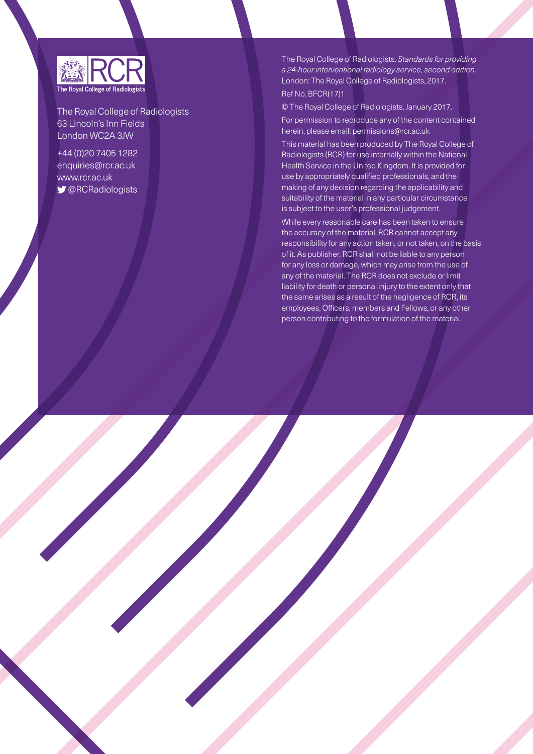The Royal College of Radiologists

The Royal College of Radiologists
63 Lincoln's Inn Fields
London WC2A 3JW

+44 (0)20 7405 1282
enquiries@rcr.ac.uk
www.rcr.ac.uk
@RCRadiologists

The Royal College of Radiologists. *Standards for providing a 24-hour interventional radiology service, second edition.* London: The Royal College of Radiologists, 2017.

Ref No. BFCR(17)1

© The Royal College of Radiologists, January 2017.

For permission to reproduce any of the content contained herein, please email: permissions@rcr.ac.uk

This material has been produced by The Royal College of Radiologists (RCR) for use internally within the National Health Service in the United Kingdom. It is provided for use by appropriately qualified professionals, and the making of any decision regarding the applicability and suitability of the material in any particular circumstance is subject to the user's professional judgement.

While every reasonable care has been taken to ensure the accuracy of the material, RCR cannot accept any responsibility for any action taken, or not taken, on the basis of it. As publisher, RCR shall not be liable to any person for any loss or damage, which may arise from the use of any of the material. The RCR does not exclude or limit liability for death or personal injury to the extent only that the same arises as a result of the negligence of RCR, its employees, Officers, members and Fellows, or any other person contributing to the formulation of the material.